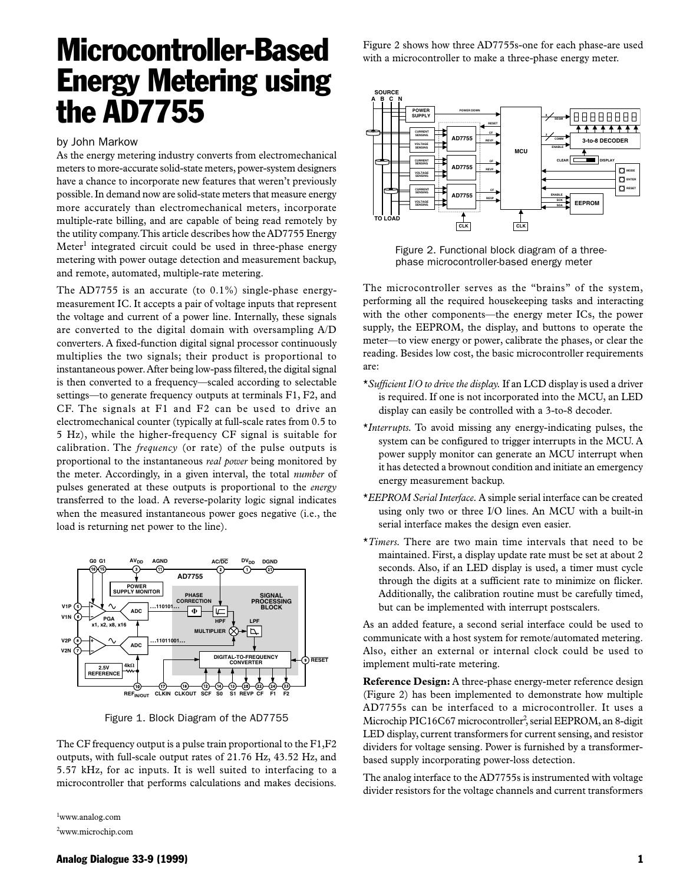# Microcontroller-Based Energy Metering using the AD7755

by John Markow

As the energy metering industry converts from electromechanical meters to more-accurate solid-state meters, power-system designers have a chance to incorporate new features that weren't previously possible. In demand now are solid-state meters that measure energy more accurately than electromechanical meters, incorporate multiple-rate billing, and are capable of being read remotely by the utility company. This article describes how the AD7755 Energy Meter[1] integrated circuit could be used in three-phase energy metering with power outage detection and measurement backup, and remote, automated, multiple-rate metering.

The AD7755 is an accurate (to 0.1%) single-phase energy-measurement IC. It accepts a pair of voltage inputs that represent the voltage and current of a power line. Internally, these signals are converted to the digital domain with oversampling A/D converters. A fixed-function digital signal processor continuously multiplies the two signals; their product is proportional to instantaneous power. After being low-pass filtered, the digital signal is then converted to a frequency—scaled according to selectable settings—to generate frequency outputs at terminals F1, F2, and CF. The signals at F1 and F2 can be used to drive an electromechanical counter (typically at full-scale rates from 0.5 to 5 Hz), while the higher-frequency CF signal is suitable for calibration. The *frequency* (or rate) of the pulse outputs is proportional to the instantaneous *real power* being monitored by the meter. Accordingly, in a given interval, the total *number* of pulses generated at these outputs is proportional to the *energy* transferred to the load. A reverse-polarity logic signal indicates when the measured instantaneous power goes negative (i.e., the load is returning net power to the line).

Figure 1. Block Diagram of the AD7755

The CF frequency output is a pulse train proportional to the F1,F2 outputs, with full-scale output rates of 21.76 Hz, 43.52 Hz, and 5.57 kHz, for ac inputs. It is well suited to interfacing to a microcontroller that performs calculations and makes decisions.

Figure 2 shows how three AD7755s-one for each phase-are used with a microcontroller to make a three-phase energy meter.

Figure 2. Functional block diagram of a three-phase microcontroller-based energy meter

The microcontroller serves as the "brains" of the system, performing all the required housekeeping tasks and interacting with the other components—the energy meter ICs, the power supply, the EEPROM, the display, and buttons to operate the meter—to view energy or power, calibrate the phases, or clear the reading. Besides low cost, the basic microcontroller requirements are:

- *Sufficient I/O to drive the display.* If an LCD display is used a driver is required. If one is not incorporated into the MCU, an LED display can easily be controlled with a 3-to-8 decoder.
- *Interrupts.* To avoid missing any energy-indicating pulses, the system can be configured to trigger interrupts in the MCU. A power supply monitor can generate an MCU interrupt when it has detected a brownout condition and initiate an emergency energy measurement backup.
- *EEPROM Serial Interface.* A simple serial interface can be created using only two or three I/O lines. An MCU with a built-in serial interface makes the design even easier.
- *Timers.* There are two main time intervals that need to be maintained. First, a display update rate must be set at about 2 seconds. Also, if an LED display is used, a timer must cycle through the digits at a sufficient rate to minimize on flicker. Additionally, the calibration routine must be carefully timed, but can be implemented with interrupt postscalers.

As an added feature, a second serial interface could be used to communicate with a host system for remote/automated metering. Also, either an external or internal clock could be used to implement multi-rate metering.

**Reference Design:** A three-phase energy-meter reference design (Figure 2) has been implemented to demonstrate how multiple AD7755s can be interfaced to a microcontroller. It uses a Microchip PIC16C67 microcontroller[2], serial EEPROM, an 8-digit LED display, current transformers for current sensing, and resistor dividers for voltage sensing. Power is furnished by a transformer-based supply incorporating power-loss detection.

The analog interface to the AD7755s is instrumented with voltage divider resistors for the voltage channels and current transformers

[1] www.analog.com

[2] www.microchip.com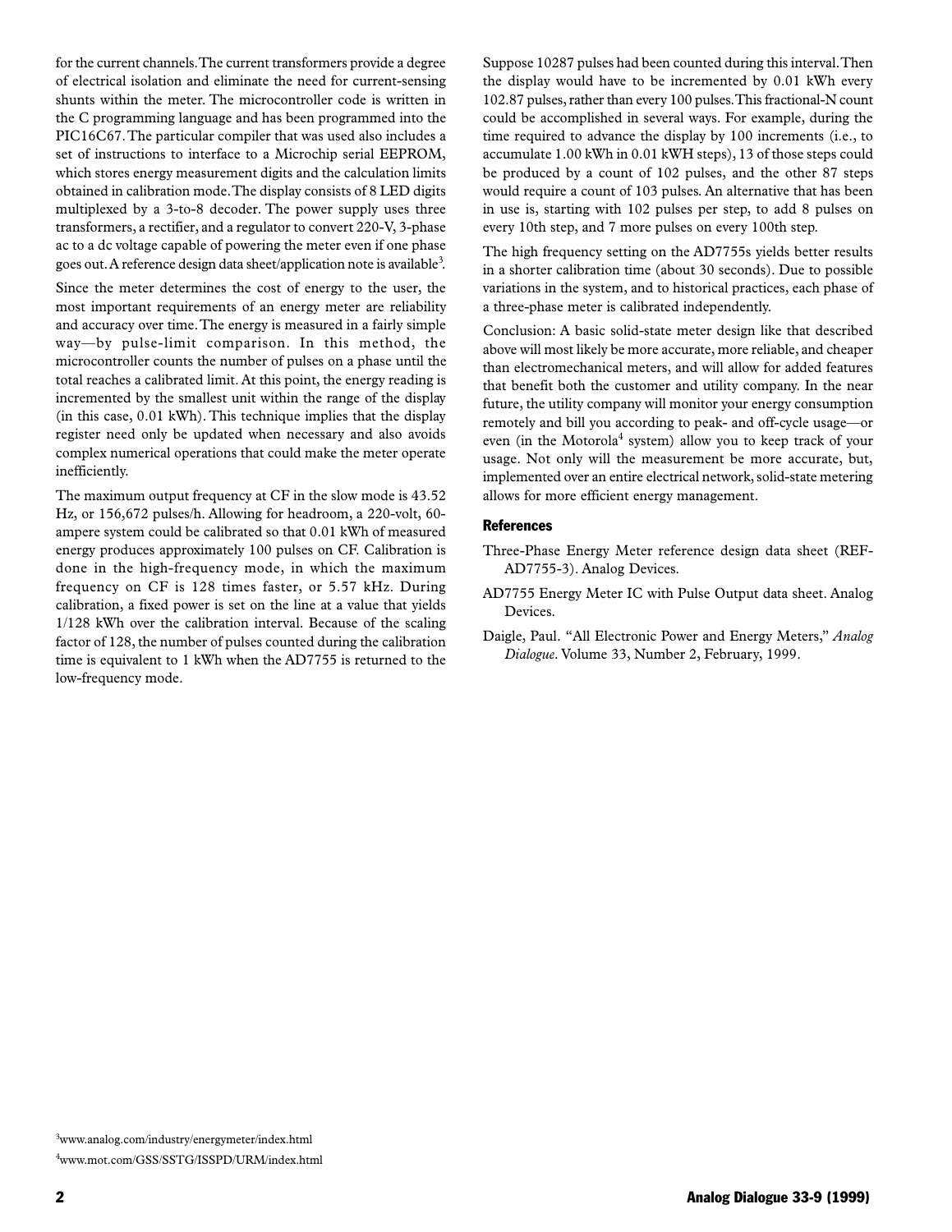for the current channels. The current transformers provide a degree of electrical isolation and eliminate the need for current-sensing shunts within the meter. The microcontroller code is written in the C programming language and has been programmed into the PIC16C67. The particular compiler that was used also includes a set of instructions to interface to a Microchip serial EEPROM, which stores energy measurement digits and the calculation limits obtained in calibration mode. The display consists of 8 LED digits multiplexed by a 3-to-8 decoder. The power supply uses three transformers, a rectifier, and a regulator to convert 220-V, 3-phase ac to a dc voltage capable of powering the meter even if one phase goes out. A reference design data sheet/application note is available[3].

Since the meter determines the cost of energy to the user, the most important requirements of an energy meter are reliability and accuracy over time. The energy is measured in a fairly simple way—by pulse-limit comparison. In this method, the microcontroller counts the number of pulses on a phase until the total reaches a calibrated limit. At this point, the energy reading is incremented by the smallest unit within the range of the display (in this case, 0.01 kWh). This technique implies that the display register need only be updated when necessary and also avoids complex numerical operations that could make the meter operate inefficiently.

The maximum output frequency at CF in the slow mode is 43.52 Hz, or 156,672 pulses/h. Allowing for headroom, a 220-volt, 60-ampere system could be calibrated so that 0.01 kWh of measured energy produces approximately 100 pulses on CF. Calibration is done in the high-frequency mode, in which the maximum frequency on CF is 128 times faster, or 5.57 kHz. During calibration, a fixed power is set on the line at a value that yields 1/128 kWh over the calibration interval. Because of the scaling factor of 128, the number of pulses counted during the calibration time is equivalent to 1 kWh when the AD7755 is returned to the low-frequency mode.

Suppose 10287 pulses had been counted during this interval. Then the display would have to be incremented by 0.01 kWh every 102.87 pulses, rather than every 100 pulses. This fractional-N count could be accomplished in several ways. For example, during the time required to advance the display by 100 increments (i.e., to accumulate 1.00 kWh in 0.01 kWH steps), 13 of those steps could be produced by a count of 102 pulses, and the other 87 steps would require a count of 103 pulses. An alternative that has been in use is, starting with 102 pulses per step, to add 8 pulses on every 10th step, and 7 more pulses on every 100th step.

The high frequency setting on the AD7755s yields better results in a shorter calibration time (about 30 seconds). Due to possible variations in the system, and to historical practices, each phase of a three-phase meter is calibrated independently.

Conclusion: A basic solid-state meter design like that described above will most likely be more accurate, more reliable, and cheaper than electromechanical meters, and will allow for added features that benefit both the customer and utility company. In the near future, the utility company will monitor your energy consumption remotely and bill you according to peak- and off-cycle usage—or even (in the Motorola[4] system) allow you to keep track of your usage. Not only will the measurement be more accurate, but, implemented over an entire electrical network, solid-state metering allows for more efficient energy management.

## References

Three-Phase Energy Meter reference design data sheet (REF-AD7755-3). Analog Devices.

AD7755 Energy Meter IC with Pulse Output data sheet. Analog Devices.

Daigle, Paul. "All Electronic Power and Energy Meters," *Analog Dialogue*. Volume 33, Number 2, February, 1999.

[3]www.analog.com/industry/energymeter/index.html

[4]www.mot.com/GSS/SSTG/ISSPD/URM/index.html